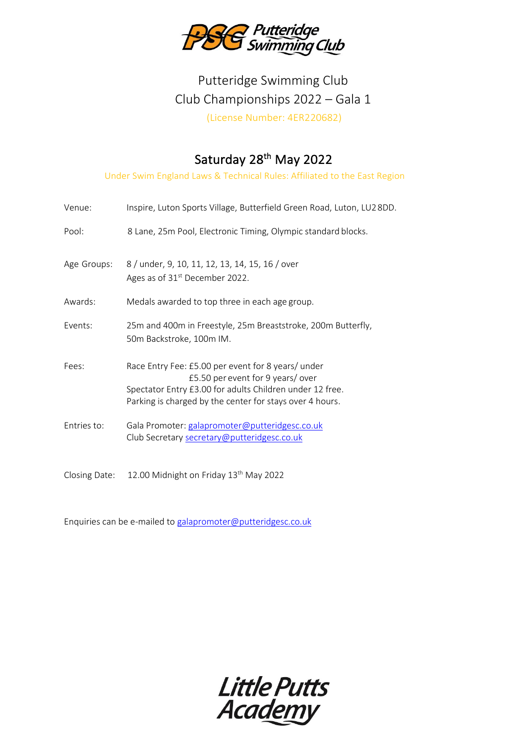# Putteridge Swimming Club
## Club Championships 2022 – Gala 1

(License Number: 4ER220682)

## Saturday 28th May 2022

Under Swim England Laws & Technical Rules: Affiliated to the East Region

| | |
|---|---|
| Venue: | Inspire, Luton Sports Village, Butterfield Green Road, Luton, LU2 8DD. |
| Pool: | 8 Lane, 25m Pool, Electronic Timing, Olympic standard blocks. |
| Age Groups: | 8 / under, 9, 10, 11, 12, 13, 14, 15, 16 / over<br>Ages as of 31st December 2022. |
| Awards: | Medals awarded to top three in each age group. |
| Events: | 25m and 400m in Freestyle, 25m Breaststroke, 200m Butterfly,<br>50m Backstroke, 100m IM. |
| Fees: | Race Entry Fee: £5.00 per event for 8 years/ under<br>£5.50 per event for 9 years/ over<br>Spectator Entry £3.00 for adults Children under 12 free.<br>Parking is charged by the center for stays over 4 hours. |
| Entries to: | Gala Promoter: galapromoter@putteridgesc.co.uk<br>Club Secretary secretary@putteridgesc.co.uk |
| Closing Date: | 12.00 Midnight on Friday 13th May 2022 |

Enquiries can be e-mailed to galapromoter@putteridgesc.co.uk

Little Putts Academy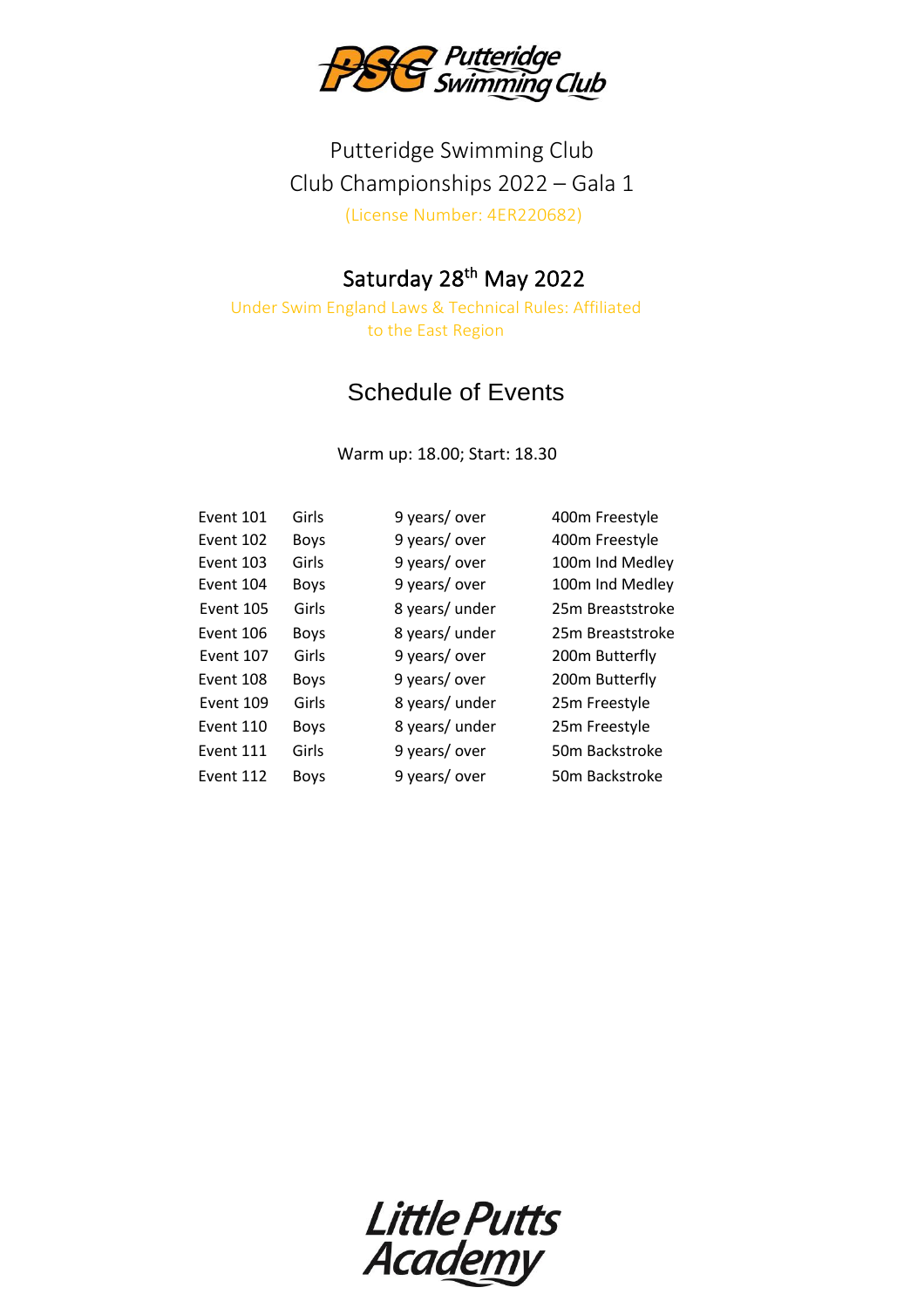# Putteridge Swimming Club

Putteridge Swimming Club
Club Championships 2022 – Gala 1
(License Number: 4ER220682)

## Saturday 28th May 2022

Under Swim England Laws & Technical Rules: Affiliated to the East Region

## Schedule of Events

Warm up: 18.00; Start: 18.30

| | | | |
|---|---|---|---|
| Event 101 | Girls | 9 years/ over | 400m Freestyle |
| Event 102 | Boys | 9 years/ over | 400m Freestyle |
| Event 103 | Girls | 9 years/ over | 100m Ind Medley |
| Event 104 | Boys | 9 years/ over | 100m Ind Medley |
| Event 105 | Girls | 8 years/ under | 25m Breaststroke |
| Event 106 | Boys | 8 years/ under | 25m Breaststroke |
| Event 107 | Girls | 9 years/ over | 200m Butterfly |
| Event 108 | Boys | 9 years/ over | 200m Butterfly |
| Event 109 | Girls | 8 years/ under | 25m Freestyle |
| Event 110 | Boys | 8 years/ under | 25m Freestyle |
| Event 111 | Girls | 9 years/ over | 50m Backstroke |
| Event 112 | Boys | 9 years/ over | 50m Backstroke |

Little Putts Academy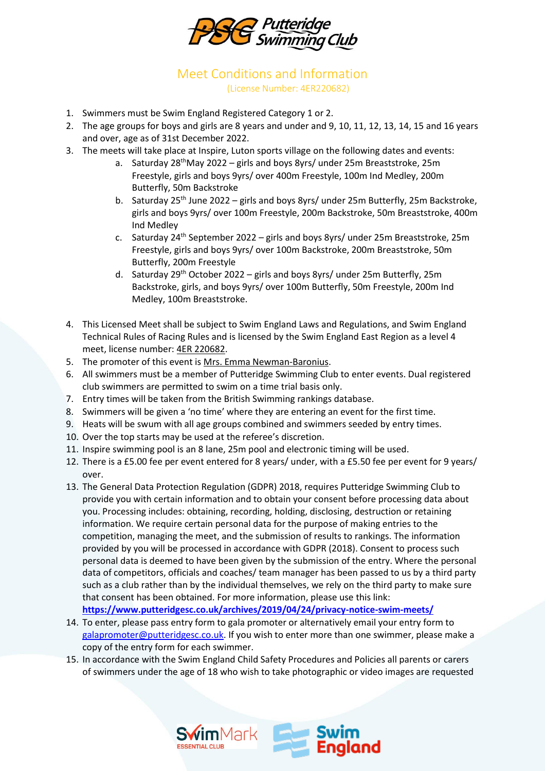# Putteridge Swimming Club

## Meet Conditions and Information

(License Number: 4ER220682)

1. Swimmers must be Swim England Registered Category 1 or 2.
2. The age groups for boys and girls are 8 years and under and 9, 10, 11, 12, 13, 14, 15 and 16 years and over, age as of 31st December 2022.
3. The meets will take place at Inspire, Luton sports village on the following dates and events:
   a. Saturday 28th May 2022 – girls and boys 8yrs/ under 25m Breaststroke, 25m Freestyle, girls and boys 9yrs/ over 400m Freestyle, 100m Ind Medley, 200m Butterfly, 50m Backstroke
   b. Saturday 25th June 2022 – girls and boys 8yrs/ under 25m Butterfly, 25m Backstroke, girls and boys 9yrs/ over 100m Freestyle, 200m Backstroke, 50m Breaststroke, 400m Ind Medley
   c. Saturday 24th September 2022 – girls and boys 8yrs/ under 25m Breaststroke, 25m Freestyle, girls and boys 9yrs/ over 100m Backstroke, 200m Breaststroke, 50m Butterfly, 200m Freestyle
   d. Saturday 29th October 2022 – girls and boys 8yrs/ under 25m Butterfly, 25m Backstroke, girls, and boys 9yrs/ over 100m Butterfly, 50m Freestyle, 200m Ind Medley, 100m Breaststroke.
4. This Licensed Meet shall be subject to Swim England Laws and Regulations, and Swim England Technical Rules of Racing Rules and is licensed by the Swim England East Region as a level 4 meet, license number: 4ER 220682.
5. The promoter of this event is Mrs. Emma Newman-Baronius.
6. All swimmers must be a member of Putteridge Swimming Club to enter events. Dual registered club swimmers are permitted to swim on a time trial basis only.
7. Entry times will be taken from the British Swimming rankings database.
8. Swimmers will be given a 'no time' where they are entering an event for the first time.
9. Heats will be swum with all age groups combined and swimmers seeded by entry times.
10. Over the top starts may be used at the referee's discretion.
11. Inspire swimming pool is an 8 lane, 25m pool and electronic timing will be used.
12. There is a £5.00 fee per event entered for 8 years/ under, with a £5.50 fee per event for 9 years/ over.
13. The General Data Protection Regulation (GDPR) 2018, requires Putteridge Swimming Club to provide you with certain information and to obtain your consent before processing data about you. Processing includes: obtaining, recording, holding, disclosing, destruction or retaining information. We require certain personal data for the purpose of making entries to the competition, managing the meet, and the submission of results to rankings. The information provided by you will be processed in accordance with GDPR (2018). Consent to process such personal data is deemed to have been given by the submission of the entry. Where the personal data of competitors, officials and coaches/ team manager has been passed to us by a third party such as a club rather than by the individual themselves, we rely on the third party to make sure that consent has been obtained. For more information, please use this link: **https://www.putteridgesc.co.uk/archives/2019/04/24/privacy-notice-swim-meets/**
14. To enter, please pass entry form to gala promoter or alternatively email your entry form to galapromoter@putteridgesc.co.uk. If you wish to enter more than one swimmer, please make a copy of the entry form for each swimmer.
15. In accordance with the Swim England Child Safety Procedures and Policies all parents or carers of swimmers under the age of 18 who wish to take photographic or video images are requested

SwimMark ESSENTIAL CLUB

Swim England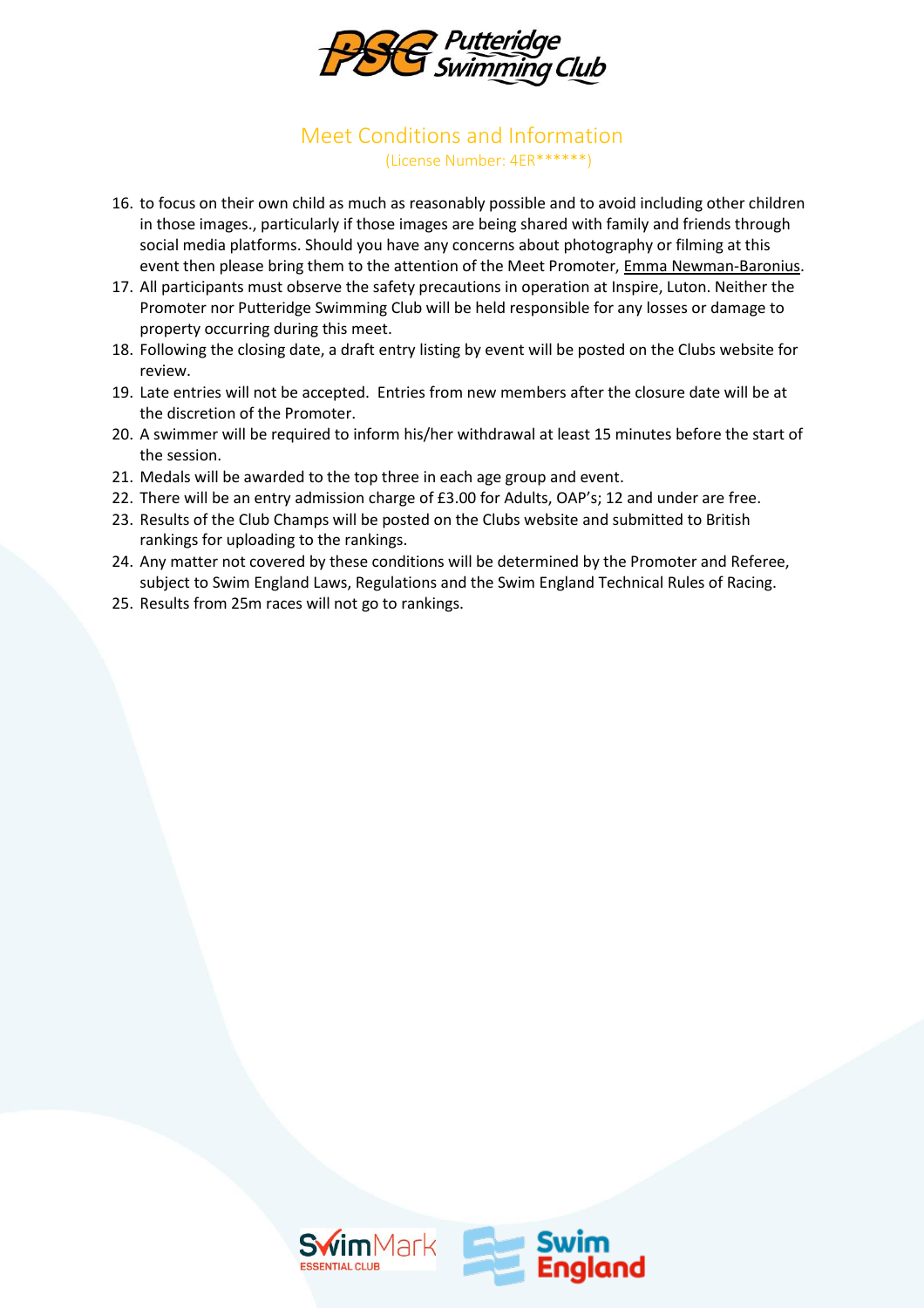## Meet Conditions and Information

(License Number: 4ER******)

16. to focus on their own child as much as reasonably possible and to avoid including other children in those images., particularly if those images are being shared with family and friends through social media platforms. Should you have any concerns about photography or filming at this event then please bring them to the attention of the Meet Promoter, Emma Newman-Baronius.
17. All participants must observe the safety precautions in operation at Inspire, Luton. Neither the Promoter nor Putteridge Swimming Club will be held responsible for any losses or damage to property occurring during this meet.
18. Following the closing date, a draft entry listing by event will be posted on the Clubs website for review.
19. Late entries will not be accepted.  Entries from new members after the closure date will be at the discretion of the Promoter.
20. A swimmer will be required to inform his/her withdrawal at least 15 minutes before the start of the session.
21. Medals will be awarded to the top three in each age group and event.
22. There will be an entry admission charge of £3.00 for Adults, OAP's; 12 and under are free.
23. Results of the Club Champs will be posted on the Clubs website and submitted to British rankings for uploading to the rankings.
24. Any matter not covered by these conditions will be determined by the Promoter and Referee, subject to Swim England Laws, Regulations and the Swim England Technical Rules of Racing.
25. Results from 25m races will not go to rankings.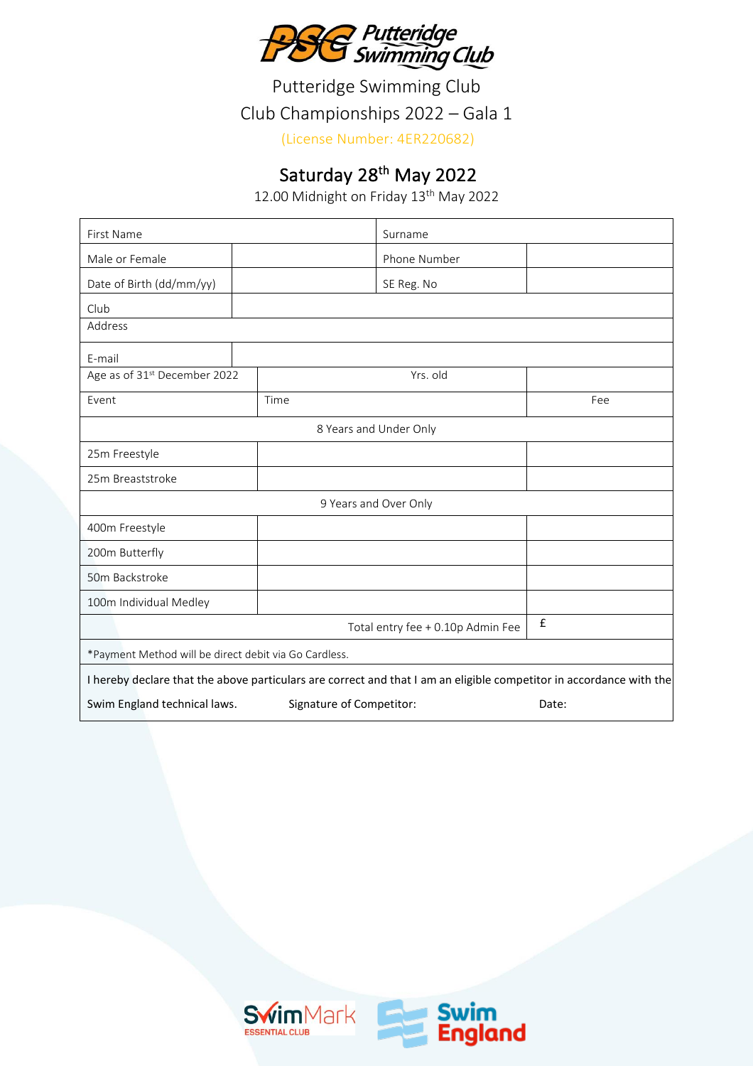Putteridge Swimming Club

Club Championships 2022 – Gala 1

(License Number: 4ER220682)

## Saturday 28th May 2022

12.00 Midnight on Friday 13th May 2022

| | | | |
|---|---|---|---|
| First Name | | Surname | |
| Male or Female | | Phone Number | |
| Date of Birth (dd/mm/yy) | | SE Reg. No | |
| Club | | | |
| Address | | | |
| E-mail | | | |
| Age as of 31st December 2022 | Yrs. old | | |
| Event | Time | | Fee |
| 8 Years and Under Only | | | |
| 25m Freestyle | | | |
| 25m Breaststroke | | | |
| 9 Years and Over Only | | | |
| 400m Freestyle | | | |
| 200m Butterfly | | | |
| 50m Backstroke | | | |
| 100m Individual Medley | | | |
| Total entry fee + 0.10p Admin Fee | | | £ |
| *Payment Method will be direct debit via Go Cardless. | | | |
| I hereby declare that the above particulars are correct and that I am an eligible competitor in accordance with the Swim England technical laws. | Signature of Competitor: | | Date: |